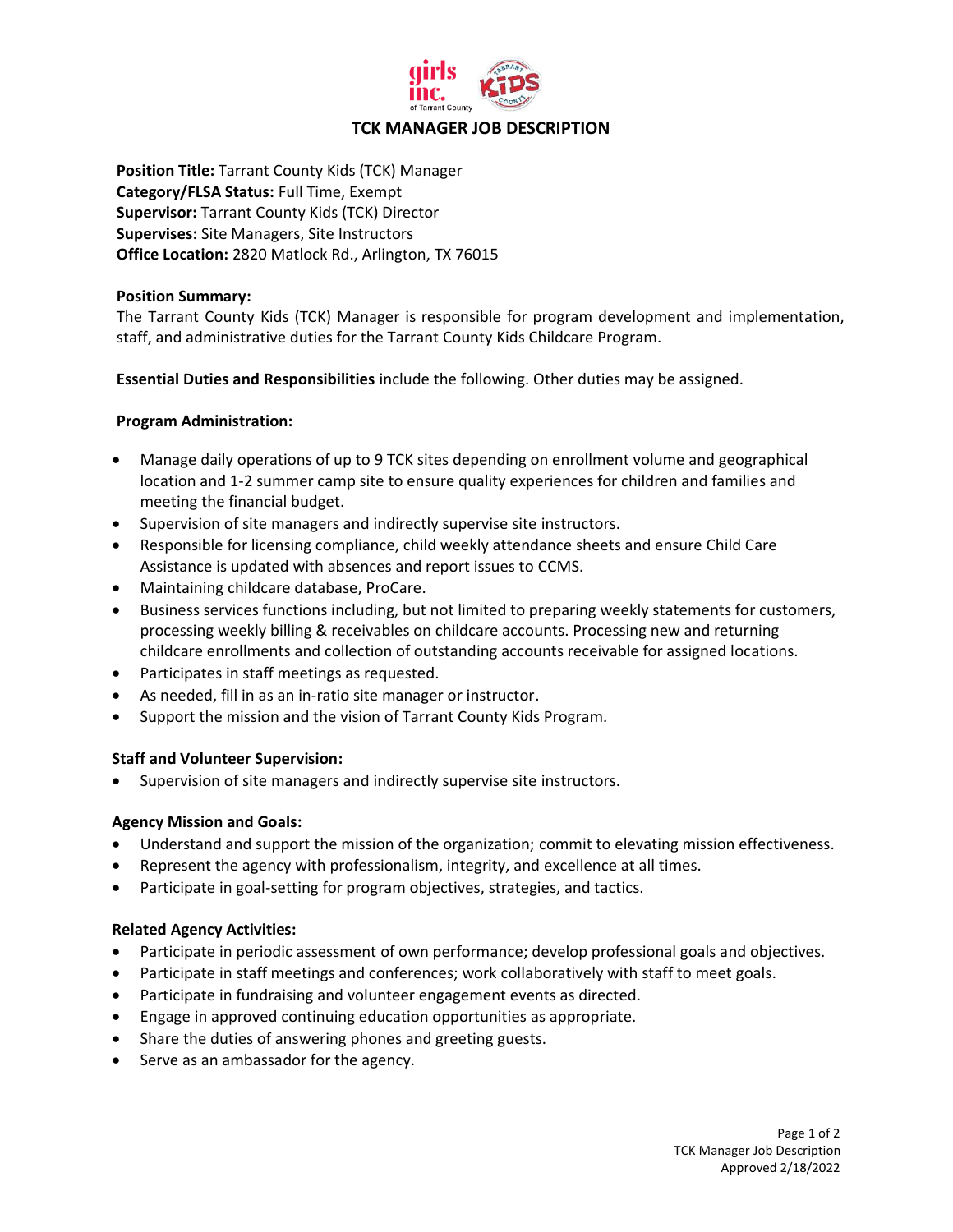# TCK MANAGER JOB DESCRIPTION

**Position Title:** Tarrant County Kids (TCK) Manager
**Category/FLSA Status:** Full Time, Exempt
**Supervisor:** Tarrant County Kids (TCK) Director
**Supervises:** Site Managers, Site Instructors
**Office Location:** 2820 Matlock Rd., Arlington, TX 76015

**Position Summary:**
The Tarrant County Kids (TCK) Manager is responsible for program development and implementation, staff, and administrative duties for the Tarrant County Kids Childcare Program.

**Essential Duties and Responsibilities** include the following. Other duties may be assigned.

**Program Administration:**

- Manage daily operations of up to 9 TCK sites depending on enrollment volume and geographical location and 1-2 summer camp site to ensure quality experiences for children and families and meeting the financial budget.
- Supervision of site managers and indirectly supervise site instructors.
- Responsible for licensing compliance, child weekly attendance sheets and ensure Child Care Assistance is updated with absences and report issues to CCMS.
- Maintaining childcare database, ProCare.
- Business services functions including, but not limited to preparing weekly statements for customers, processing weekly billing & receivables on childcare accounts. Processing new and returning childcare enrollments and collection of outstanding accounts receivable for assigned locations.
- Participates in staff meetings as requested.
- As needed, fill in as an in-ratio site manager or instructor.
- Support the mission and the vision of Tarrant County Kids Program.

**Staff and Volunteer Supervision:**

- Supervision of site managers and indirectly supervise site instructors.

**Agency Mission and Goals:**

- Understand and support the mission of the organization; commit to elevating mission effectiveness.
- Represent the agency with professionalism, integrity, and excellence at all times.
- Participate in goal-setting for program objectives, strategies, and tactics.

**Related Agency Activities:**

- Participate in periodic assessment of own performance; develop professional goals and objectives.
- Participate in staff meetings and conferences; work collaboratively with staff to meet goals.
- Participate in fundraising and volunteer engagement events as directed.
- Engage in approved continuing education opportunities as appropriate.
- Share the duties of answering phones and greeting guests.
- Serve as an ambassador for the agency.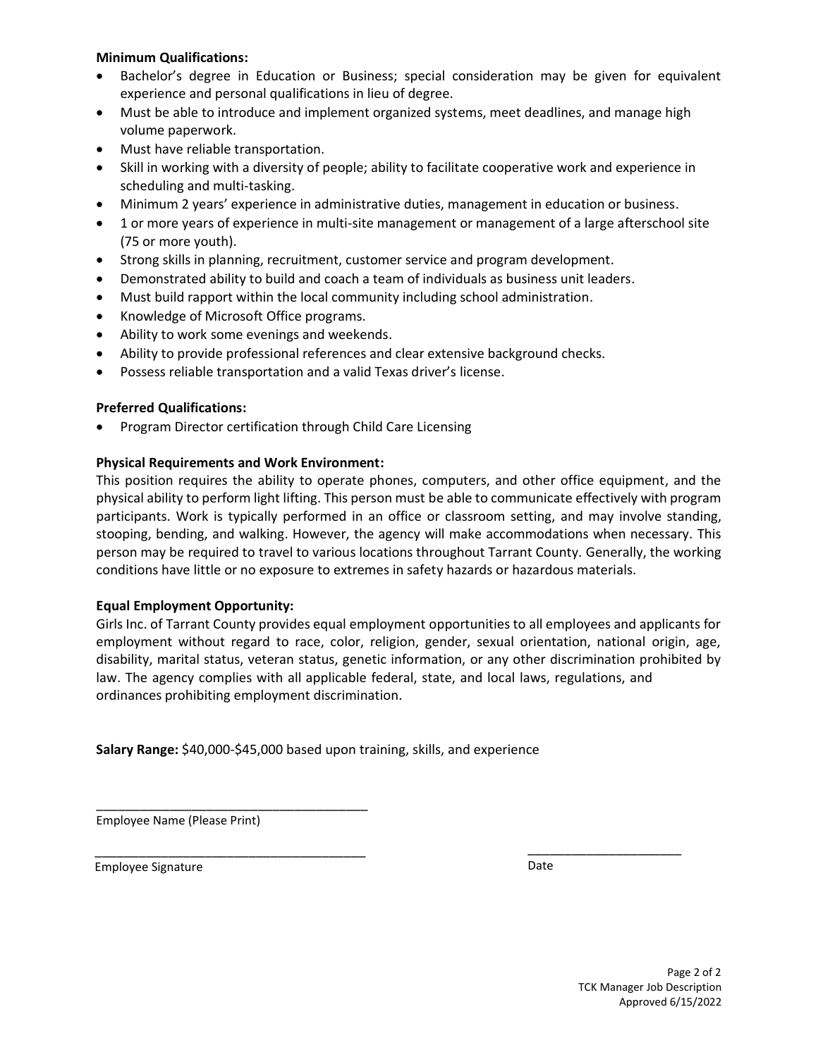**Minimum Qualifications:**

- Bachelor's degree in Education or Business; special consideration may be given for equivalent experience and personal qualifications in lieu of degree.
- Must be able to introduce and implement organized systems, meet deadlines, and manage high volume paperwork.
- Must have reliable transportation.
- Skill in working with a diversity of people; ability to facilitate cooperative work and experience in scheduling and multi-tasking.
- Minimum 2 years' experience in administrative duties, management in education or business.
- 1 or more years of experience in multi-site management or management of a large afterschool site (75 or more youth).
- Strong skills in planning, recruitment, customer service and program development.
- Demonstrated ability to build and coach a team of individuals as business unit leaders.
- Must build rapport within the local community including school administration.
- Knowledge of Microsoft Office programs.
- Ability to work some evenings and weekends.
- Ability to provide professional references and clear extensive background checks.
- Possess reliable transportation and a valid Texas driver's license.

**Preferred Qualifications:**

- Program Director certification through Child Care Licensing

**Physical Requirements and Work Environment:**

This position requires the ability to operate phones, computers, and other office equipment, and the physical ability to perform light lifting. This person must be able to communicate effectively with program participants. Work is typically performed in an office or classroom setting, and may involve standing, stooping, bending, and walking. However, the agency will make accommodations when necessary. This person may be required to travel to various locations throughout Tarrant County. Generally, the working conditions have little or no exposure to extremes in safety hazards or hazardous materials.

**Equal Employment Opportunity:**

Girls Inc. of Tarrant County provides equal employment opportunities to all employees and applicants for employment without regard to race, color, religion, gender, sexual orientation, national origin, age, disability, marital status, veteran status, genetic information, or any other discrimination prohibited by law. The agency complies with all applicable federal, state, and local laws, regulations, and ordinances prohibiting employment discrimination.

**Salary Range:** $40,000-$45,000 based upon training, skills, and experience

\_\_\_\_\_\_\_\_\_\_\_\_\_\_\_\_\_\_\_\_\_\_\_\_\_\_\_\_\_\_\_\_\_\_\_\_\_\_\_\_

Employee Name (Please Print)

\_\_\_\_\_\_\_\_\_\_\_\_\_\_\_\_\_\_\_\_\_\_\_\_\_\_\_\_\_\_\_\_\_\_\_\_\_\_\_\_ \_\_\_\_\_\_\_\_\_\_\_\_\_\_\_\_\_\_\_\_\_\_\_

Employee Signature Date

TCK Manager Job Description
Approved 6/15/2022